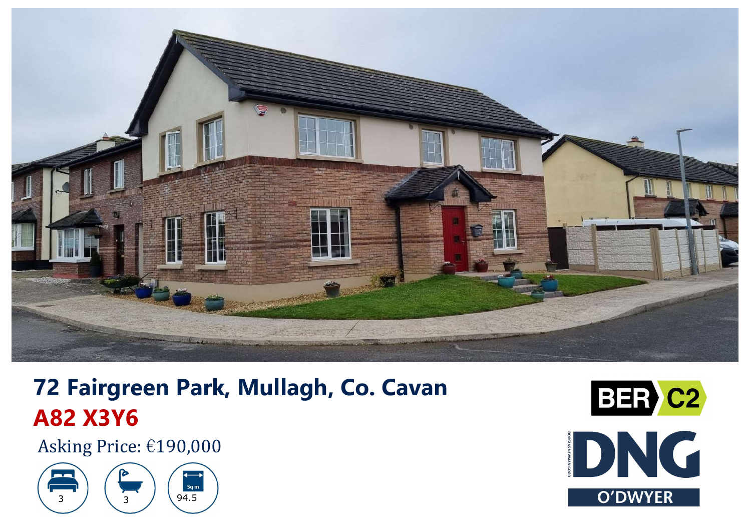# 72 Fairgreen Park, Mullagh, Co. Cavan

## A82 X3Y6

Asking Price: €190,000

3 | 3 | Sq m 94.5

BER C2

DNG O'DWYER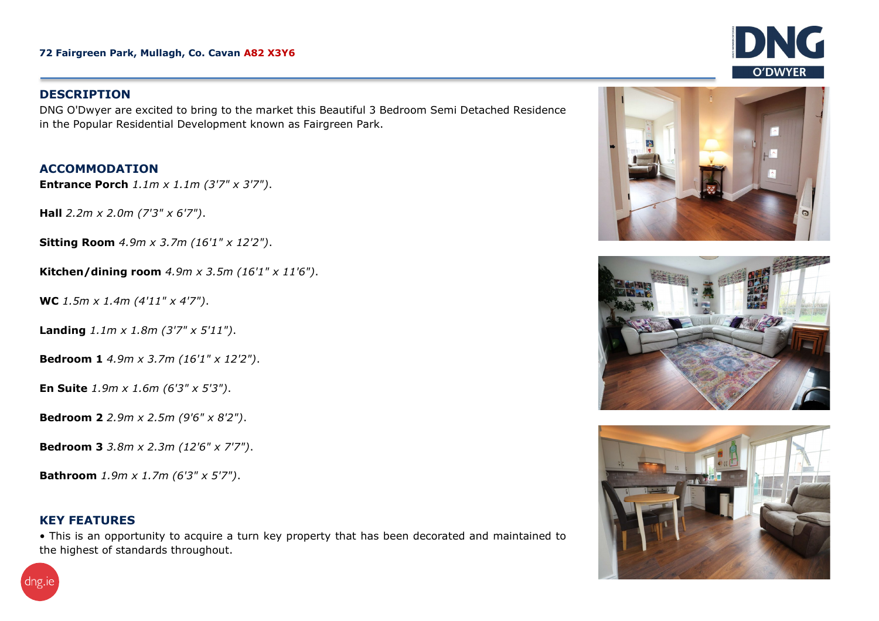72 Fairgreen Park, Mullagh, Co. Cavan A82 X3Y6

## DESCRIPTION

DNG O'Dwyer are excited to bring to the market this Beautiful 3 Bedroom Semi Detached Residence in the Popular Residential Development known as Fairgreen Park.

## ACCOMMODATION

**Entrance Porch** *1.1m x 1.1m (3'7" x 3'7").*

**Hall** *2.2m x 2.0m (7'3" x 6'7").*

**Sitting Room** *4.9m x 3.7m (16'1" x 12'2").*

**Kitchen/dining room** *4.9m x 3.5m (16'1" x 11'6").*

**WC** *1.5m x 1.4m (4'11" x 4'7").*

**Landing** *1.1m x 1.8m (3'7" x 5'11").*

**Bedroom 1** *4.9m x 3.7m (16'1" x 12'2").*

**En Suite** *1.9m x 1.6m (6'3" x 5'3").*

**Bedroom 2** *2.9m x 2.5m (9'6" x 8'2").*

**Bedroom 3** *3.8m x 2.3m (12'6" x 7'7").*

**Bathroom** *1.9m x 1.7m (6'3" x 5'7").*

## KEY FEATURES

• This is an opportunity to acquire a turn key property that has been decorated and maintained to the highest of standards throughout.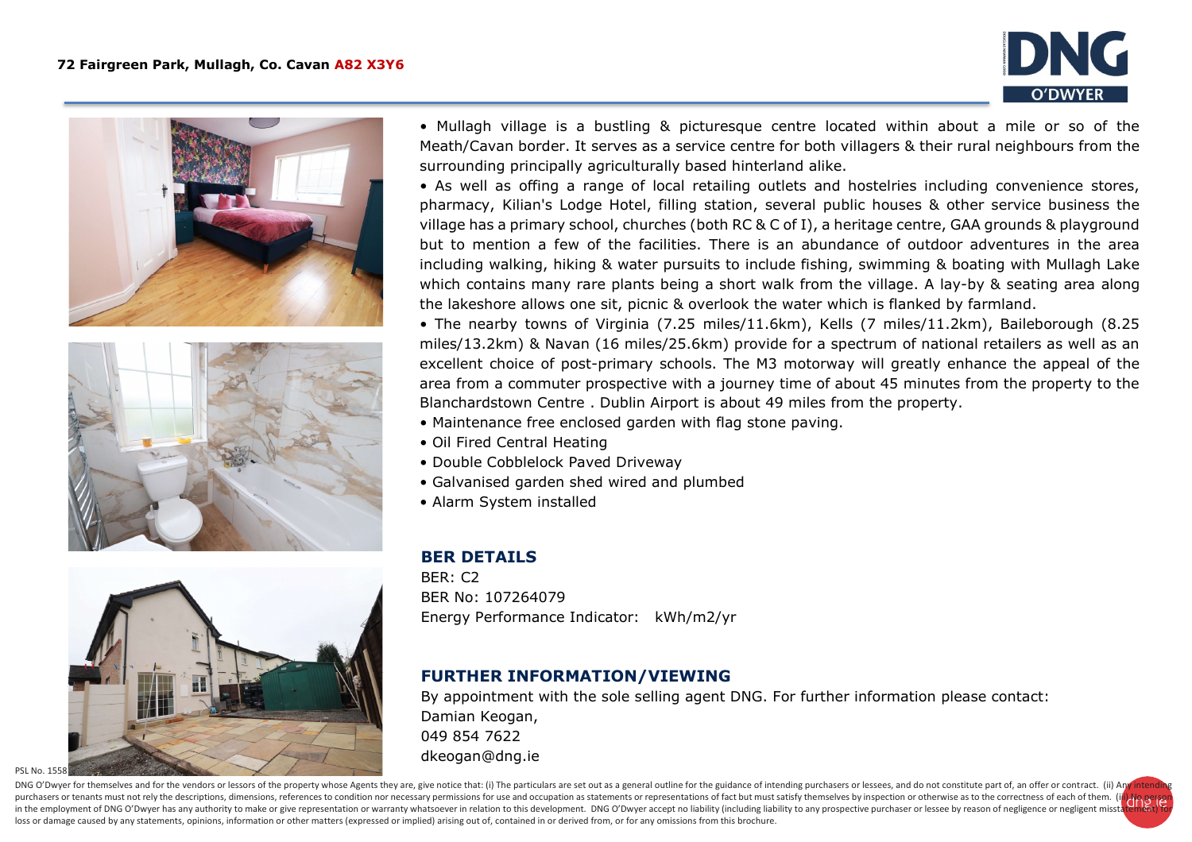**72 Fairgreen Park, Mullagh, Co. Cavan A82 X3Y6**

- Mullagh village is a bustling & picturesque centre located within about a mile or so of the Meath/Cavan border. It serves as a service centre for both villagers & their rural neighbours from the surrounding principally agriculturally based hinterland alike.
- As well as offing a range of local retailing outlets and hostelries including convenience stores, pharmacy, Kilian's Lodge Hotel, filling station, several public houses & other service business the village has a primary school, churches (both RC & C of I), a heritage centre, GAA grounds & playground but to mention a few of the facilities. There is an abundance of outdoor adventures in the area including walking, hiking & water pursuits to include fishing, swimming & boating with Mullagh Lake which contains many rare plants being a short walk from the village. A lay-by & seating area along the lakeshore allows one sit, picnic & overlook the water which is flanked by farmland.
- The nearby towns of Virginia (7.25 miles/11.6km), Kells (7 miles/11.2km), Baileborough (8.25 miles/13.2km) & Navan (16 miles/25.6km) provide for a spectrum of national retailers as well as an excellent choice of post-primary schools. The M3 motorway will greatly enhance the appeal of the area from a commuter prospective with a journey time of about 45 minutes from the property to the Blanchardstown Centre . Dublin Airport is about 49 miles from the property.
- Maintenance free enclosed garden with flag stone paving.
- Oil Fired Central Heating
- Double Cobblelock Paved Driveway
- Galvanised garden shed wired and plumbed
- Alarm System installed

## BER DETAILS

BER: C2
BER No: 107264079
Energy Performance Indicator: kWh/m2/yr

## FURTHER INFORMATION/VIEWING

By appointment with the sole selling agent DNG. For further information please contact:
Damian Keogan,
049 854 7622
dkeogan@dng.ie

PSL No. 1558

DNG O'Dwyer for themselves and for the vendors or lessors of the property whose Agents they are, give notice that: (i) The particulars are set out as a general outline for the guidance of intending purchasers or lessees, and do not constitute part of, an offer or contract. (ii) Any intending purchasers or tenants must not rely the descriptions, dimensions, references to condition nor necessary permissions for use and occupation as statements or representations of fact but must satisfy themselves by inspection or otherwise as to the correctness of each of them. (iii) No person in the employment of DNG O'Dwyer has any authority to make or give representation or warranty whatsoever in relation to this development. DNG O'Dwyer accept no liability (including liability to any prospective purchaser or lessee by reason of negligence or negligent misstatement) for loss or damage caused by any statements, opinions, information or other matters (expressed or implied) arising out of, contained in or derived from, or for any omissions from this brochure.